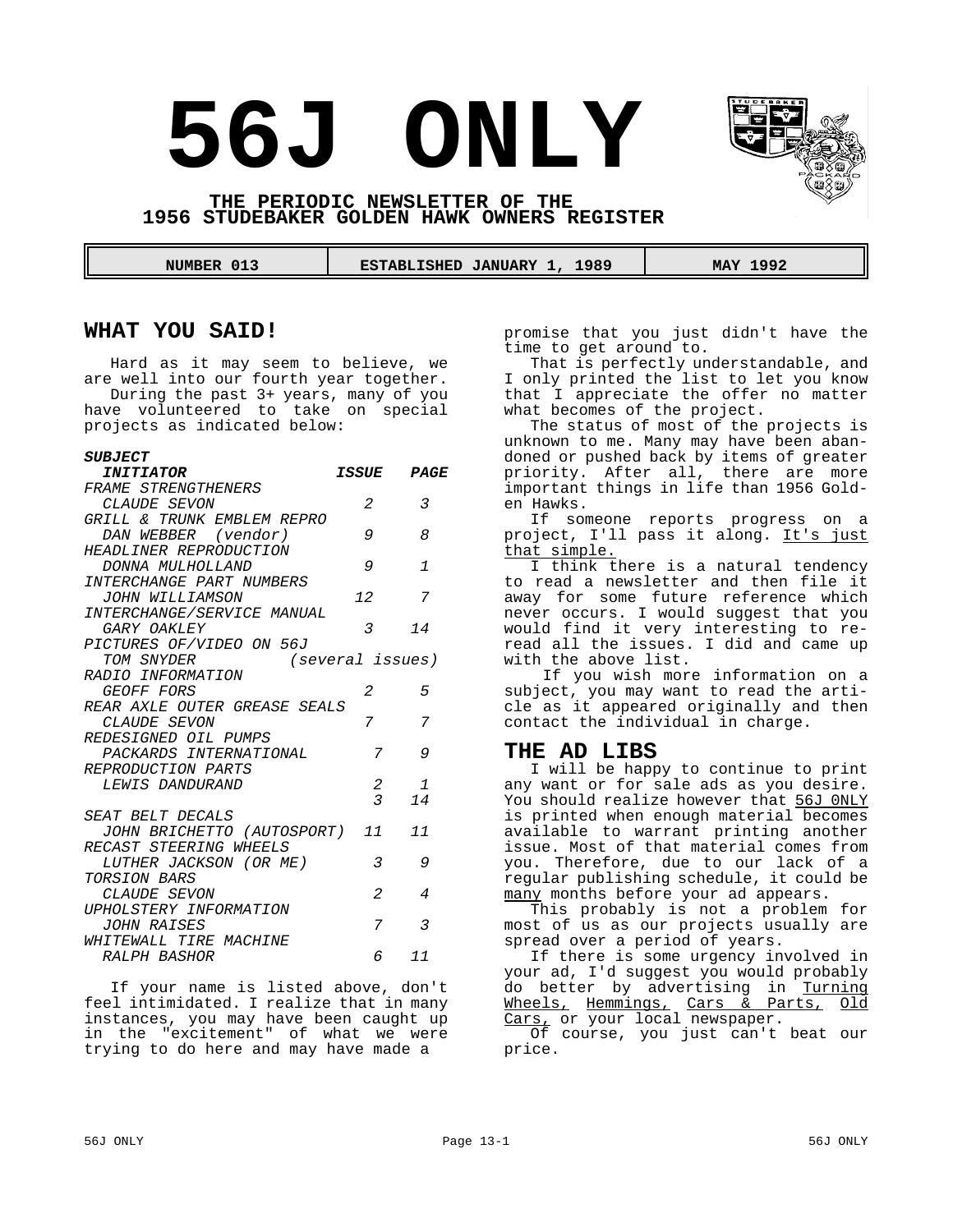# 56J ONLY

**THE PERIODIC NEWSLETTER OF THE 1956 STUDEBAKER GOLDEN HAWK OWNERS REGISTER**

| NUMBER 013 | ESTABLISHED JANUARY 1, 1989 | MAY 1992 |
|---|---|---|

## WHAT YOU SAID!

Hard as it may seem to believe, we are well into our fourth year together.

During the past 3+ years, many of you have volunteered to take on special projects as indicated below:

| *SUBJECT* / *INITIATOR* | *ISSUE* | *PAGE* |
|---|---|---|
| *FRAME STRENGTHENERS* | | |
| *CLAUDE SEVON* | *2* | *3* |
| *GRILL & TRUNK EMBLEM REPRO* | | |
| *DAN WEBBER (vendor)* | *9* | *8* |
| *HEADLINER REPRODUCTION* | | |
| *DONNA MULHOLLAND* | *9* | *1* |
| *INTERCHANGE PART NUMBERS* | | |
| *JOHN WILLIAMSON* | *12* | *7* |
| *INTERCHANGE/SERVICE MANUAL* | | |
| *GARY OAKLEY* | *3* | *14* |
| *PICTURES OF/VIDEO ON 56J* | | |
| *TOM SNYDER* | *(several issues)* | |
| *RADIO INFORMATION* | | |
| *GEOFF FORS* | *2* | *5* |
| *REAR AXLE OUTER GREASE SEALS* | | |
| *CLAUDE SEVON* | *7* | *7* |
| *REDESIGNED OIL PUMPS* | | |
| *PACKARDS INTERNATIONAL* | *7* | *9* |
| *REPRODUCTION PARTS* | | |
| *LEWIS DANDURAND* | *2* | *1* |
| | *3* | *14* |
| *SEAT BELT DECALS* | | |
| *JOHN BRICHETTO (AUTOSPORT)* | *11* | *11* |
| *RECAST STEERING WHEELS* | | |
| *LUTHER JACKSON (OR ME)* | *3* | *9* |
| *TORSION BARS* | | |
| *CLAUDE SEVON* | *2* | *4* |
| *UPHOLSTERY INFORMATION* | | |
| *JOHN RAISES* | *7* | *3* |
| *WHITEWALL TIRE MACHINE* | | |
| *RALPH BASHOR* | *6* | *11* |

If your name is listed above, don't feel intimidated. I realize that in many instances, you may have been caught up in the "excitement" of what we were trying to do here and may have made a promise that you just didn't have the time to get around to.

That is perfectly understandable, and I only printed the list to let you know that I appreciate the offer no matter what becomes of the project.

The status of most of the projects is unknown to me. Many may have been abandoned or pushed back by items of greater priority. After all, there are more important things in life than 1956 Golden Hawks.

If someone reports progress on a project, I'll pass it along. It's just that simple.

I think there is a natural tendency to read a newsletter and then file it away for some future reference which never occurs. I would suggest that you would find it very interesting to re-read all the issues. I did and came up with the above list.

If you wish more information on a subject, you may want to read the article as it appeared originally and then contact the individual in charge.

## THE AD LIBS

I will be happy to continue to print any want or for sale ads as you desire. You should realize however that 56J 0NLY is printed when enough material becomes available to warrant printing another issue. Most of that material comes from you. Therefore, due to our lack of a regular publishing schedule, it could be many months before your ad appears.

This probably is not a problem for most of us as our projects usually are spread over a period of years.

If there is some urgency involved in your ad, I'd suggest you would probably do better by advertising in Turning Wheels, Hemmings, Cars & Parts, Old Cars, or your local newspaper.

Of course, you just can't beat our price.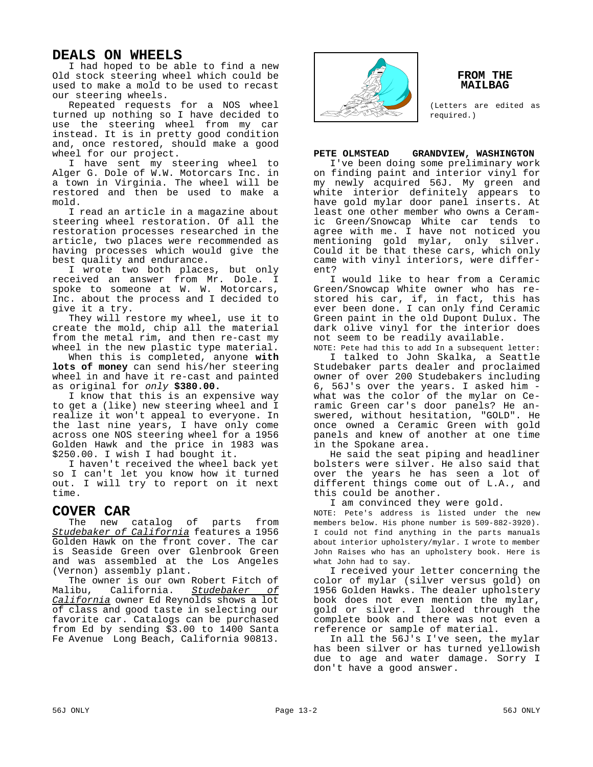## DEALS ON WHEELS

I had hoped to be able to find a new Old stock steering wheel which could be used to make a mold to be used to recast our steering wheels.

Repeated requests for a NOS wheel turned up nothing so I have decided to use the steering wheel from my car instead. It is in pretty good condition and, once restored, should make a good wheel for our project.

I have sent my steering wheel to Alger G. Dole of W.W. Motorcars Inc. in a town in Virginia. The wheel will be restored and then be used to make a mold.

I read an article in a magazine about steering wheel restoration. Of all the restoration processes researched in the article, two places were recommended as having processes which would give the best quality and endurance.

I wrote two both places, but only received an answer from Mr. Dole. I spoke to someone at W. W. Motorcars, Inc. about the process and I decided to give it a try.

They will restore my wheel, use it to create the mold, chip all the material from the metal rim, and then re-cast my wheel in the new plastic type material.

When this is completed, anyone **with lots of money** can send his/her steering wheel in and have it re-cast and painted as original for *only* **$380.00.**

I know that this is an expensive way to get a (like) new steering wheel and I realize it won't appeal to everyone. In the last nine years, I have only come across one NOS steering wheel for a 1956 Golden Hawk and the price in 1983 was $250.00. I wish I had bought it.

I haven't received the wheel back yet so I can't let you know how it turned out. I will try to report on it next time.

## COVER CAR

The new catalog of parts from *Studebaker of California* features a 1956 Golden Hawk on the front cover. The car is Seaside Green over Glenbrook Green and was assembled at the Los Angeles (Vernon) assembly plant.

The owner is our own Robert Fitch of Malibu, California. *Studebaker of California* owner Ed Reynolds shows a lot of class and good taste in selecting our favorite car. Catalogs can be purchased from Ed by sending $3.00 to 1400 Santa Fe Avenue Long Beach, California 90813.

## FROM THE MAILBAG

(Letters are edited as required.)

**PETE OLMSTEAD GRANDVIEW, WASHINGTON**

I've been doing some preliminary work on finding paint and interior vinyl for my newly acquired 56J. My green and white interior definitely appears to have gold mylar door panel inserts. At least one other member who owns a Ceramic Green/Snowcap White car tends to agree with me. I have not noticed you mentioning gold mylar, only silver. Could it be that these cars, which only came with vinyl interiors, were different?

I would like to hear from a Ceramic Green/Snowcap White owner who has restored his car, if, in fact, this has ever been done. I can only find Ceramic Green paint in the old Dupont Dulux. The dark olive vinyl for the interior does not seem to be readily available.

NOTE: Pete had this to add In a subsequent letter:

I talked to John Skalka, a Seattle Studebaker parts dealer and proclaimed owner of over 200 Studebakers including 6, 56J's over the years. I asked him - what was the color of the mylar on Ceramic Green car's door panels? He answered, without hesitation, "GOLD". He once owned a Ceramic Green with gold panels and knew of another at one time in the Spokane area.

He said the seat piping and headliner bolsters were silver. He also said that over the years he has seen a lot of different things come out of L.A., and this could be another.

I am convinced they were gold.

NOTE: Pete's address is listed under the new members below. His phone number is 509-882-3920). I could not find anything in the parts manuals about interior upholstery/mylar. I wrote to member John Raises who has an upholstery book. Here is what John had to say.

I received your letter concerning the color of mylar (silver versus gold) on 1956 Golden Hawks. The dealer upholstery book does not even mention the mylar, gold or silver. I looked through the complete book and there was not even a reference or sample of material.

In all the 56J's I've seen, the mylar has been silver or has turned yellowish due to age and water damage. Sorry I don't have a good answer.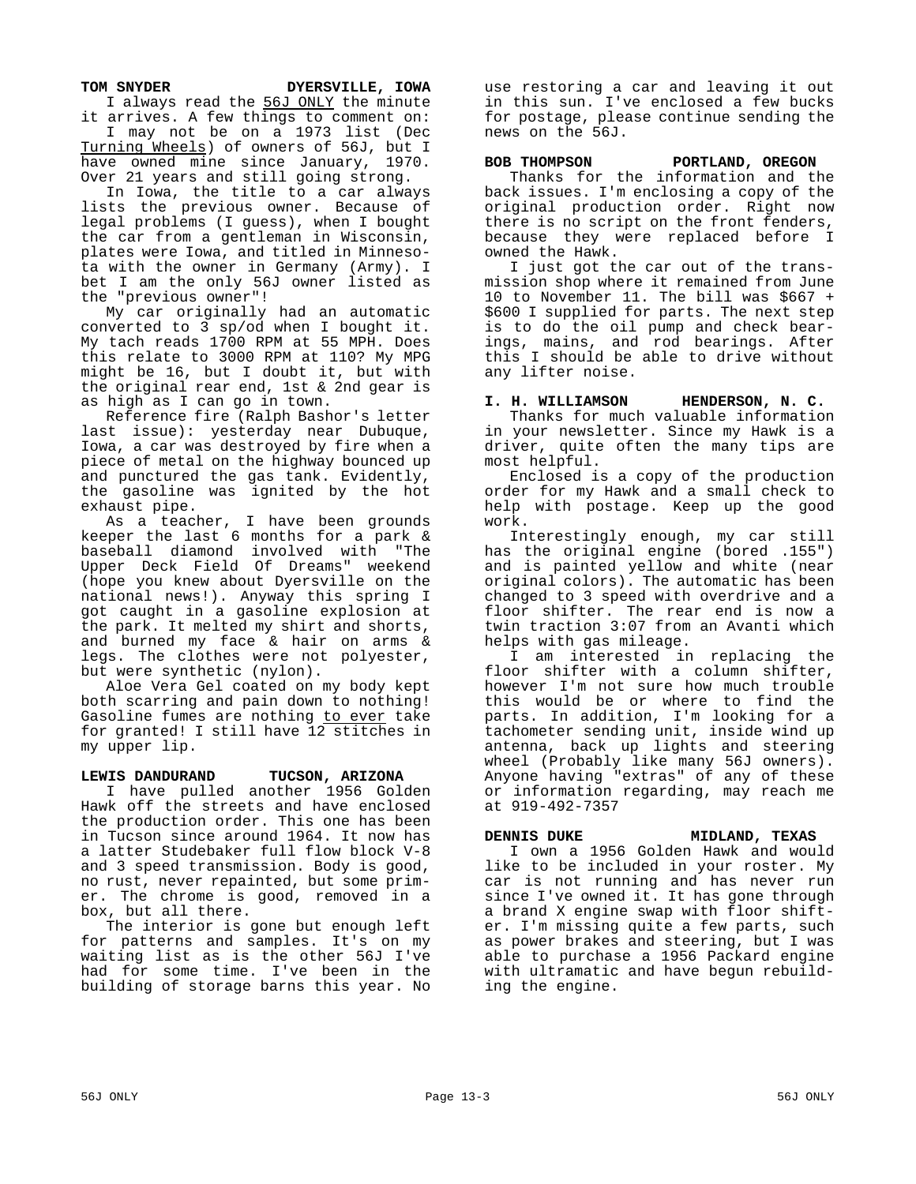**TOM SNYDER DYERSVILLE, IOWA**

I always read the 56J ONLY the minute it arrives. A few things to comment on:

I may not be on a 1973 list (Dec Turning Wheels) of owners of 56J, but I have owned mine since January, 1970. Over 21 years and still going strong.

In Iowa, the title to a car always lists the previous owner. Because of legal problems (I guess), when I bought the car from a gentleman in Wisconsin, plates were Iowa, and titled in Minnesota with the owner in Germany (Army). I bet I am the only 56J owner listed as the "previous owner"!

My car originally had an automatic converted to 3 sp/od when I bought it. My tach reads 1700 RPM at 55 MPH. Does this relate to 3000 RPM at 110? My MPG might be 16, but I doubt it, but with the original rear end, 1st & 2nd gear is as high as I can go in town.

Reference fire (Ralph Bashor's letter last issue): yesterday near Dubuque, Iowa, a car was destroyed by fire when a piece of metal on the highway bounced up and punctured the gas tank. Evidently, the gasoline was ignited by the hot exhaust pipe.

As a teacher, I have been grounds keeper the last 6 months for a park & baseball diamond involved with "The Upper Deck Field Of Dreams" weekend (hope you knew about Dyersville on the national news!). Anyway this spring I got caught in a gasoline explosion at the park. It melted my shirt and shorts, and burned my face & hair on arms & legs. The clothes were not polyester, but were synthetic (nylon).

Aloe Vera Gel coated on my body kept both scarring and pain down to nothing! Gasoline fumes are nothing to ever take for granted! I still have 12 stitches in my upper lip.

**LEWIS DANDURAND TUCSON, ARIZONA**

I have pulled another 1956 Golden Hawk off the streets and have enclosed the production order. This one has been in Tucson since around 1964. It now has a latter Studebaker full flow block V-8 and 3 speed transmission. Body is good, no rust, never repainted, but some primer. The chrome is good, removed in a box, but all there.

The interior is gone but enough left for patterns and samples. It's on my waiting list as is the other 56J I've had for some time. I've been in the building of storage barns this year. No use restoring a car and leaving it out in this sun. I've enclosed a few bucks for postage, please continue sending the news on the 56J.

**BOB THOMPSON PORTLAND, OREGON**

Thanks for the information and the back issues. I'm enclosing a copy of the original production order. Right now there is no script on the front fenders, because they were replaced before I owned the Hawk.

I just got the car out of the transmission shop where it remained from June 10 to November 11. The bill was $667 + $600 I supplied for parts. The next step is to do the oil pump and check bearings, mains, and rod bearings. After this I should be able to drive without any lifter noise.

**I. H. WILLIAMSON HENDERSON, N. C.**

Thanks for much valuable information in your newsletter. Since my Hawk is a driver, quite often the many tips are most helpful.

Enclosed is a copy of the production order for my Hawk and a small check to help with postage. Keep up the good work.

Interestingly enough, my car still has the original engine (bored .155") and is painted yellow and white (near original colors). The automatic has been changed to 3 speed with overdrive and a floor shifter. The rear end is now a twin traction 3:07 from an Avanti which helps with gas mileage.

I am interested in replacing the floor shifter with a column shifter, however I'm not sure how much trouble this would be or where to find the parts. In addition, I'm looking for a tachometer sending unit, inside wind up antenna, back up lights and steering wheel (Probably like many 56J owners). Anyone having "extras" of any of these or information regarding, may reach me at 919-492-7357

**DENNIS DUKE MIDLAND, TEXAS**

I own a 1956 Golden Hawk and would like to be included in your roster. My car is not running and has never run since I've owned it. It has gone through a brand X engine swap with floor shifter. I'm missing quite a few parts, such as power brakes and steering, but I was able to purchase a 1956 Packard engine with ultramatic and have begun rebuilding the engine.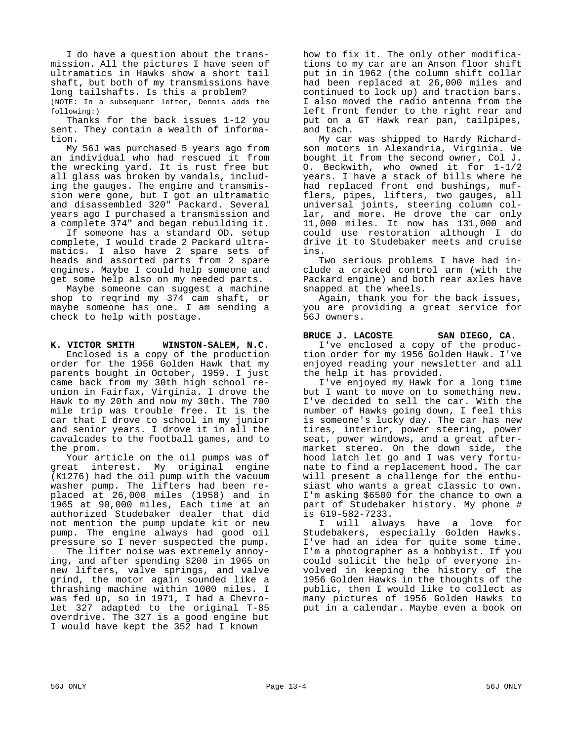I do have a question about the transmission. All the pictures I have seen of ultramatics in Hawks show a short tail shaft, but both of my transmissions have long tailshafts. Is this a problem?

(NOTE: In a subsequent letter, Dennis adds the following:)

Thanks for the back issues 1-12 you sent. They contain a wealth of information.

My 56J was purchased 5 years ago from an individual who had rescued it from the wrecking yard. It is rust free but all glass was broken by vandals, including the gauges. The engine and transmission were gone, but I got an ultramatic and disassembled 320" Packard. Several years ago I purchased a transmission and a complete 374" and began rebuilding it.

If someone has a standard OD. setup complete, I would trade 2 Packard ultramatics. I also have 2 spare sets of heads and assorted parts from 2 spare engines. Maybe I could help someone and get some help also on my needed parts.

Maybe someone can suggest a machine shop to reqrind my 374 cam shaft, or maybe someone has one. I am sending a check to help with postage.

**K. VICTOR SMITH WINSTON-SALEM, N.C.**

Enclosed is a copy of the production order for the 1956 Golden Hawk that my parents bought in October, 1959. I just came back from my 30th high school reunion in Fairfax, Virginia. I drove the Hawk to my 20th and now my 30th. The 700 mile trip was trouble free. It is the car that I drove to school in my junior and senior years. I drove it in all the cavalcades to the football games, and to the prom.

Your article on the oil pumps was of great interest. My original engine (K1276) had the oil pump with the vacuum washer pump. The lifters had been replaced at 26,000 miles (1958) and in 1965 at 90,000 miles, Each time at an authorized Studebaker dealer that did not mention the pump update kit or new pump. The engine always had good oil pressure so I never suspected the pump.

The lifter noise was extremely annoying, and after spending $200 in 1965 on new lifters, valve springs, and valve grind, the motor again sounded like a thrashing machine within 1000 miles. I was fed up, so in 1971, I had a Chevrolet 327 adapted to the original T-85 overdrive. The 327 is a good engine but I would have kept the 352 had I known how to fix it. The only other modifications to my car are an Anson floor shift put in in 1962 (the column shift collar had been replaced at 26,000 miles and continued to lock up) and traction bars. I also moved the radio antenna from the left front fender to the right rear and put on a GT Hawk rear pan, tailpipes, and tach.

My car was shipped to Hardy Richardson motors in Alexandria, Virginia. We bought it from the second owner, Col J. O. Beckwith, who owned it for 1-1/2 years. I have a stack of bills where he had replaced front end bushings, mufflers, pipes, lifters, two gauges, all universal joints, steering column collar, and more. He drove the car only 11,000 miles. It now has 131,000 and could use restoration although I do drive it to Studebaker meets and cruise ins.

Two serious problems I have had include a cracked control arm (with the Packard engine) and both rear axles have snapped at the wheels.

Again, thank you for the back issues, you are providing a great service for 56J owners.

**BRUCE J. LACOSTE SAN DIEGO, CA.**

I've enclosed a copy of the production order for my 1956 Golden Hawk. I've enjoyed reading your newsletter and all the help it has provided.

I've enjoyed my Hawk for a long time but I want to move on to something new. I've decided to sell the car. With the number of Hawks going down, I feel this is someone's lucky day. The car has new tires, interior, power steering, power seat, power windows, and a great aftermarket stereo. On the down side, the hood latch let go and I was very fortunate to find a replacement hood. The car will present a challenge for the enthusiast who wants a great classic to own. I'm asking $6500 for the chance to own a part of Studebaker history. My phone # is 619-582-7233.

I will always have a love for Studebakers, especially Golden Hawks. I've had an idea for quite some time. I'm a photographer as a hobbyist. If you could solicit the help of everyone involved in keeping the history of the 1956 Golden Hawks in the thoughts of the public, then I would like to collect as many pictures of 1956 Golden Hawks to put in a calendar. Maybe even a book on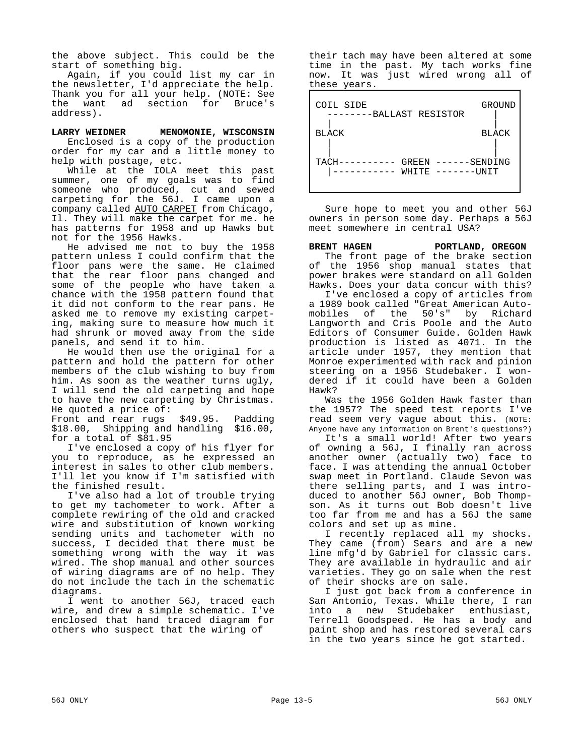the above subject. This could be the start of something big.

Again, if you could list my car in the newsletter, I'd appreciate the help. Thank you for all your help. (NOTE: See the want ad section for Bruce's address).

**LARRY WEIDNER MENOMONIE, WISCONSIN**

Enclosed is a copy of the production order for my car and a little money to help with postage, etc.

While at the IOLA meet this past summer, one of my goals was to find someone who produced, cut and sewed carpeting for the 56J. I came upon a company called AUTO CARPET from Chicago, Il. They will make the carpet for me. he has patterns for 1958 and up Hawks but not for the 1956 Hawks.

He advised me not to buy the 1958 pattern unless I could confirm that the floor pans were the same. He claimed that the rear floor pans changed and some of the people who have taken a chance with the 1958 pattern found that it did not conform to the rear pans. He asked me to remove my existing carpeting, making sure to measure how much it had shrunk or moved away from the side panels, and send it to him.

He would then use the original for a pattern and hold the pattern for other members of the club wishing to buy from him. As soon as the weather turns ugly, I will send the old carpeting and hope to have the new carpeting by Christmas. He quoted a price of:
Front and rear rugs $49.95. Padding $18.00, Shipping and handling $16.00, for a total of $81.95

I've enclosed a copy of his flyer for you to reproduce, as he expressed an interest in sales to other club members. I'll let you know if I'm satisfied with the finished result.

I've also had a lot of trouble trying to get my tachometer to work. After a complete rewiring of the old and cracked wire and substitution of known working sending units and tachometer with no success, I decided that there must be something wrong with the way it was wired. The shop manual and other sources of wiring diagrams are of no help. They do not include the tach in the schematic diagrams.

I went to another 56J, traced each wire, and drew a simple schematic. I've enclosed that hand traced diagram for others who suspect that the wiring of their tach may have been altered at some time in the past. My tach works fine now. It was just wired wrong all of these years.

```
COIL SIDE                        GROUND
 --------BALLAST RESISTOR          |
 |                                 |
BLACK                            BLACK
 |                                 |
 |                                 |
TACH---------- GREEN ------SENDING
 |----------- WHITE -------UNIT
```

Sure hope to meet you and other 56J owners in person some day. Perhaps a 56J meet somewhere in central USA?

**BRENT HAGEN PORTLAND, OREGON**

The front page of the brake section of the 1956 shop manual states that power brakes were standard on all Golden Hawks. Does your data concur with this?

I've enclosed a copy of articles from a 1989 book called "Great American Automobiles of the 50's" by Richard Langworth and Cris Poole and the Auto Editors of Consumer Guide. Golden Hawk production is listed as 4071. In the article under 1957, they mention that Monroe experimented with rack and pinion steering on a 1956 Studebaker. I wondered if it could have been a Golden Hawk?

Was the 1956 Golden Hawk faster than the 1957? The speed test reports I've read seem very vague about this. (NOTE: Anyone have any information on Brent's questions?)

It's a small world! After two years of owning a 56J, I finally ran across another owner (actually two) face to face. I was attending the annual October swap meet in Portland. Claude Sevon was there selling parts, and I was introduced to another 56J owner, Bob Thompson. As it turns out Bob doesn't live too far from me and has a 56J the same colors and set up as mine.

I recently replaced all my shocks. They came (from) Sears and are a new line mfg'd by Gabriel for classic cars. They are available in hydraulic and air varieties. They go on sale when the rest of their shocks are on sale.

I just got back from a conference in San Antonio, Texas. While there, I ran into a new Studebaker enthusiast, Terrell Goodspeed. He has a body and paint shop and has restored several cars in the two years since he got started.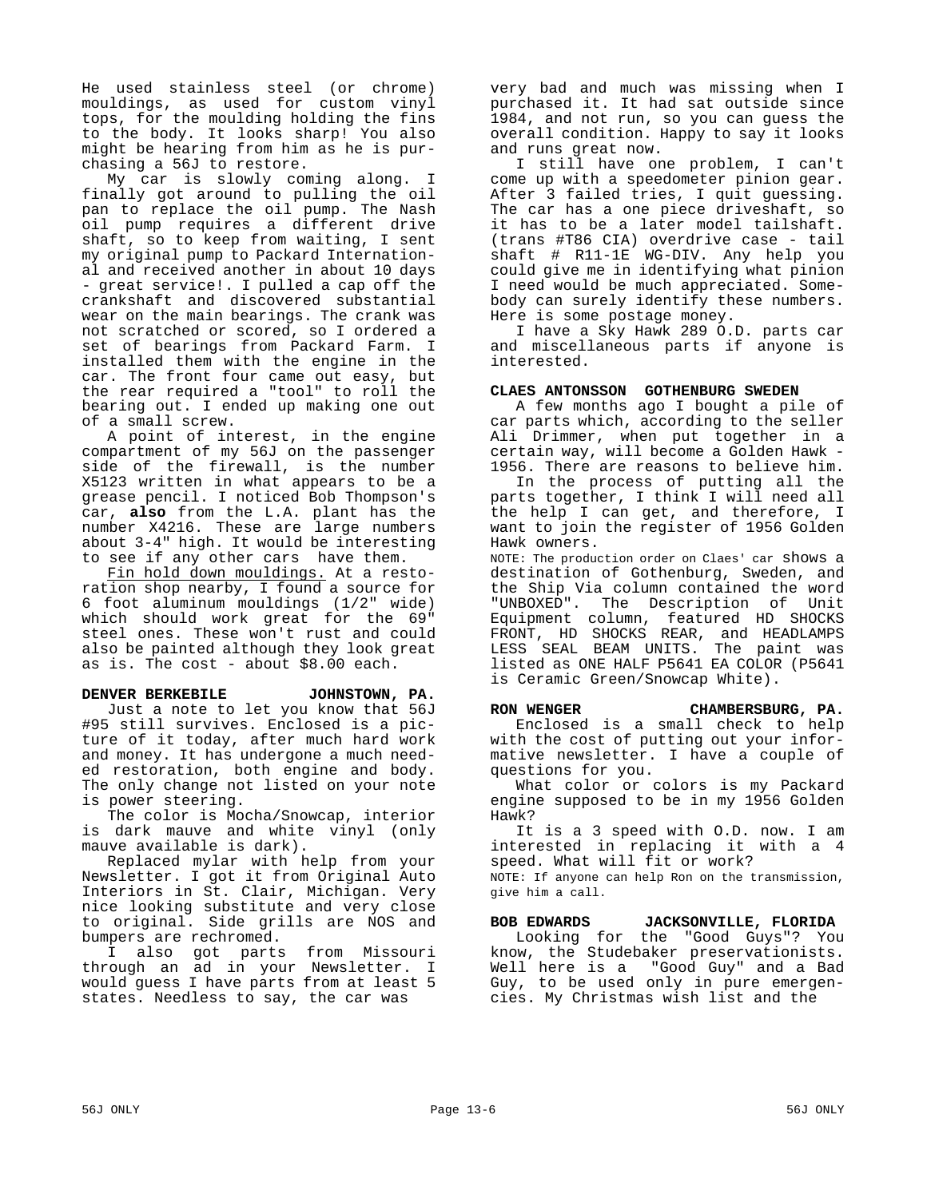He used stainless steel (or chrome) mouldings, as used for custom vinyl tops, for the moulding holding the fins to the body. It looks sharp! You also might be hearing from him as he is purchasing a 56J to restore.

My car is slowly coming along. I finally got around to pulling the oil pan to replace the oil pump. The Nash oil pump requires a different drive shaft, so to keep from waiting, I sent my original pump to Packard International and received another in about 10 days - great service!. I pulled a cap off the crankshaft and discovered substantial wear on the main bearings. The crank was not scratched or scored, so I ordered a set of bearings from Packard Farm. I installed them with the engine in the car. The front four came out easy, but the rear required a "tool" to roll the bearing out. I ended up making one out of a small screw.

A point of interest, in the engine compartment of my 56J on the passenger side of the firewall, is the number X5123 written in what appears to be a grease pencil. I noticed Bob Thompson's car, **also** from the L.A. plant has the number X4216. These are large numbers about 3-4" high. It would be interesting to see if any other cars have them.

Fin hold down mouldings. At a restoration shop nearby, I found a source for 6 foot aluminum mouldings (1/2" wide) which should work great for the 69" steel ones. These won't rust and could also be painted although they look great as is. The cost - about $8.00 each.

**DENVER BERKEBILE JOHNSTOWN, PA.**

Just a note to let you know that 56J #95 still survives. Enclosed is a picture of it today, after much hard work and money. It has undergone a much needed restoration, both engine and body. The only change not listed on your note is power steering.

The color is Mocha/Snowcap, interior is dark mauve and white vinyl (only mauve available is dark).

Replaced mylar with help from your Newsletter. I got it from Original Auto Interiors in St. Clair, Michigan. Very nice looking substitute and very close to original. Side grills are NOS and bumpers are rechromed.

I also got parts from Missouri through an ad in your Newsletter. I would guess I have parts from at least 5 states. Needless to say, the car was very bad and much was missing when I purchased it. It had sat outside since 1984, and not run, so you can guess the overall condition. Happy to say it looks and runs great now.

I still have one problem, I can't come up with a speedometer pinion gear. After 3 failed tries, I quit guessing. The car has a one piece driveshaft, so it has to be a later model tailshaft. (trans #T86 CIA) overdrive case - tail shaft # R11-1E WG-DIV. Any help you could give me in identifying what pinion I need would be much appreciated. Somebody can surely identify these numbers. Here is some postage money.

I have a Sky Hawk 289 O.D. parts car and miscellaneous parts if anyone is interested.

**CLAES ANTONSSON GOTHENBURG SWEDEN**

A few months ago I bought a pile of car parts which, according to the seller Ali Drimmer, when put together in a certain way, will become a Golden Hawk - 1956. There are reasons to believe him.

In the process of putting all the parts together, I think I will need all the help I can get, and therefore, I want to join the register of 1956 Golden Hawk owners.

NOTE: The production order on Claes' car shows a destination of Gothenburg, Sweden, and the Ship Via column contained the word "UNBOXED". The Description of Unit Equipment column, featured HD SHOCKS FRONT, HD SHOCKS REAR, and HEADLAMPS LESS SEAL BEAM UNITS. The paint was listed as ONE HALF P5641 EA COLOR (P5641 is Ceramic Green/Snowcap White).

**RON WENGER CHAMBERSBURG, PA.**

Enclosed is a small check to help with the cost of putting out your informative newsletter. I have a couple of questions for you.

What color or colors is my Packard engine supposed to be in my 1956 Golden Hawk?

It is a 3 speed with O.D. now. I am interested in replacing it with a 4 speed. What will fit or work?

NOTE: If anyone can help Ron on the transmission, give him a call.

**BOB EDWARDS JACKSONVILLE, FLORIDA**

Looking for the "Good Guys"? You know, the Studebaker preservationists. Well here is a "Good Guy" and a Bad Guy, to be used only in pure emergencies. My Christmas wish list and the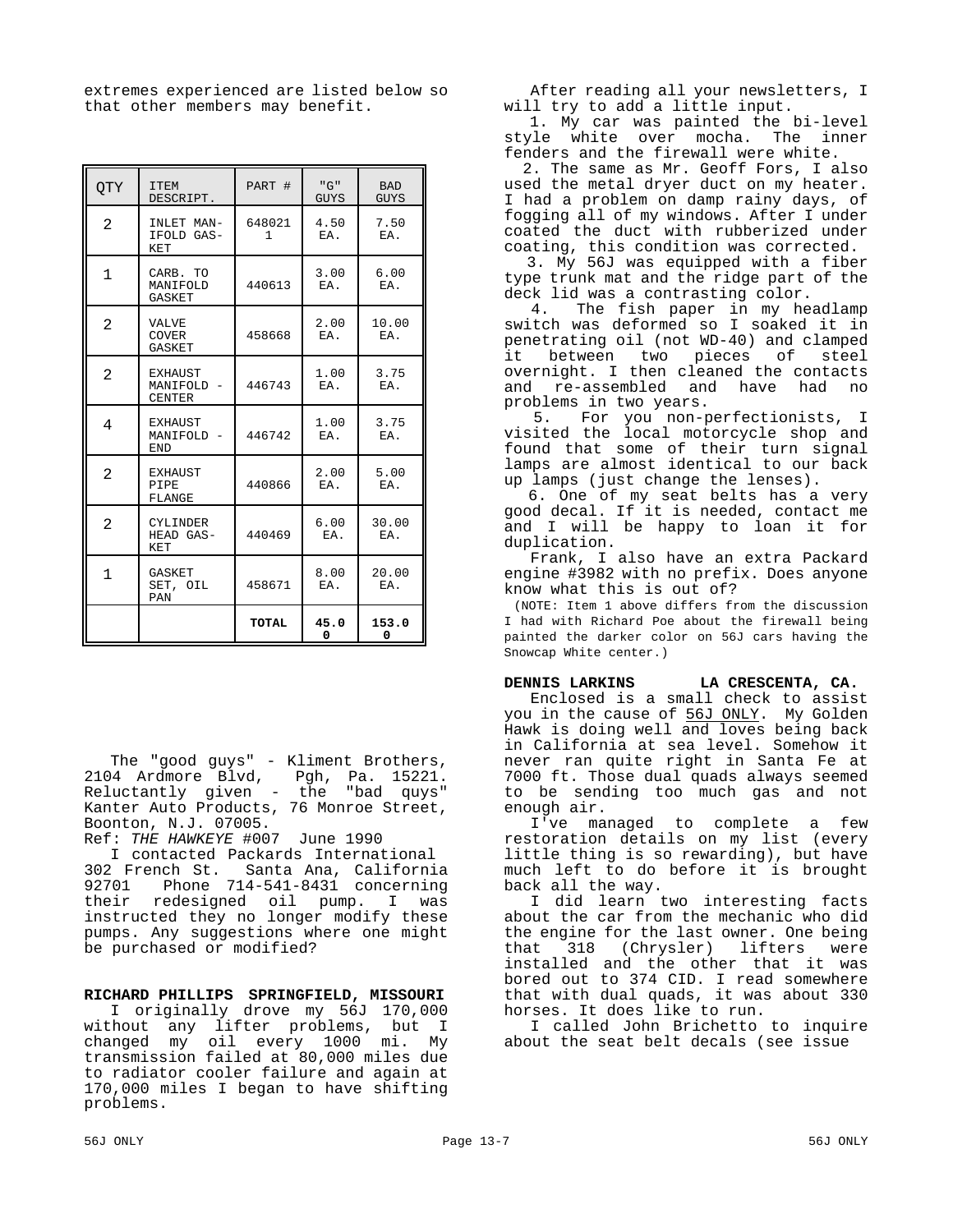extremes experienced are listed below so that other members may benefit.

| QTY | ITEM DESCRIPT. | PART # | "G" GUYS | BAD GUYS |
|---|---|---|---|---|
| 2 | INLET MANIFOLD GASKET | 6480211 | 4.50 EA. | 7.50 EA. |
| 1 | CARB. TO MANIFOLD GASKET | 440613 | 3.00 EA. | 6.00 EA. |
| 2 | VALVE COVER GASKET | 458668 | 2.00 EA. | 10.00 EA. |
| 2 | EXHAUST MANIFOLD - CENTER | 446743 | 1.00 EA. | 3.75 EA. |
| 4 | EXHAUST MANIFOLD - END | 446742 | 1.00 EA. | 3.75 EA. |
| 2 | EXHAUST PIPE FLANGE | 440866 | 2.00 EA. | 5.00 EA. |
| 2 | CYLINDER HEAD GASKET | 440469 | 6.00 EA. | 30.00 EA. |
| 1 | GASKET SET, OIL PAN | 458671 | 8.00 EA. | 20.00 EA. |
| | | **TOTAL** | **45.00** | **153.00** |

The "good guys" - Kliment Brothers, 2104 Ardmore Blvd, Pgh, Pa. 15221. Reluctantly given - the "bad quys" Kanter Auto Products, 76 Monroe Street, Boonton, N.J. 07005.
Ref: *THE HAWKEYE* #007 June 1990

I contacted Packards International 302 French St. Santa Ana, California 92701 Phone 714-541-8431 concerning their redesigned oil pump. I was instructed they no longer modify these pumps. Any suggestions where one might be purchased or modified?

**RICHARD PHILLIPS SPRINGFIELD, MISSOURI**

I originally drove my 56J 170,000 without any lifter problems, but I changed my oil every 1000 mi. My transmission failed at 80,000 miles due to radiator cooler failure and again at 170,000 miles I began to have shifting problems.

After reading all your newsletters, I will try to add a little input.

1. My car was painted the bi-level style white over mocha. The inner fenders and the firewall were white.
2. The same as Mr. Geoff Fors, I also used the metal dryer duct on my heater. I had a problem on damp rainy days, of fogging all of my windows. After I under coated the duct with rubberized under coating, this condition was corrected.
3. My 56J was equipped with a fiber type trunk mat and the ridge part of the deck lid was a contrasting color.
4. The fish paper in my headlamp switch was deformed so I soaked it in penetrating oil (not WD-40) and clamped it between two pieces of steel overnight. I then cleaned the contacts and re-assembled and have had no problems in two years.
5. For you non-perfectionists, I visited the local motorcycle shop and found that some of their turn signal lamps are almost identical to our back up lamps (just change the lenses).
6. One of my seat belts has a very good decal. If it is needed, contact me and I will be happy to loan it for duplication.

Frank, I also have an extra Packard engine #3982 with no prefix. Does anyone know what this is out of?

(NOTE: Item 1 above differs from the discussion I had with Richard Poe about the firewall being painted the darker color on 56J cars having the Snowcap White center.)

**DENNIS LARKINS LA CRESCENTA, CA.**

Enclosed is a small check to assist you in the cause of 56J ONLY. My Golden Hawk is doing well and loves being back in California at sea level. Somehow it never ran quite right in Santa Fe at 7000 ft. Those dual quads always seemed to be sending too much gas and not enough air.

I've managed to complete a few restoration details on my list (every little thing is so rewarding), but have much left to do before it is brought back all the way.

I did learn two interesting facts about the car from the mechanic who did the engine for the last owner. One being that 318 (Chrysler) lifters were installed and the other that it was bored out to 374 CID. I read somewhere that with dual quads, it was about 330 horses. It does like to run.

I called John Brichetto to inquire about the seat belt decals (see issue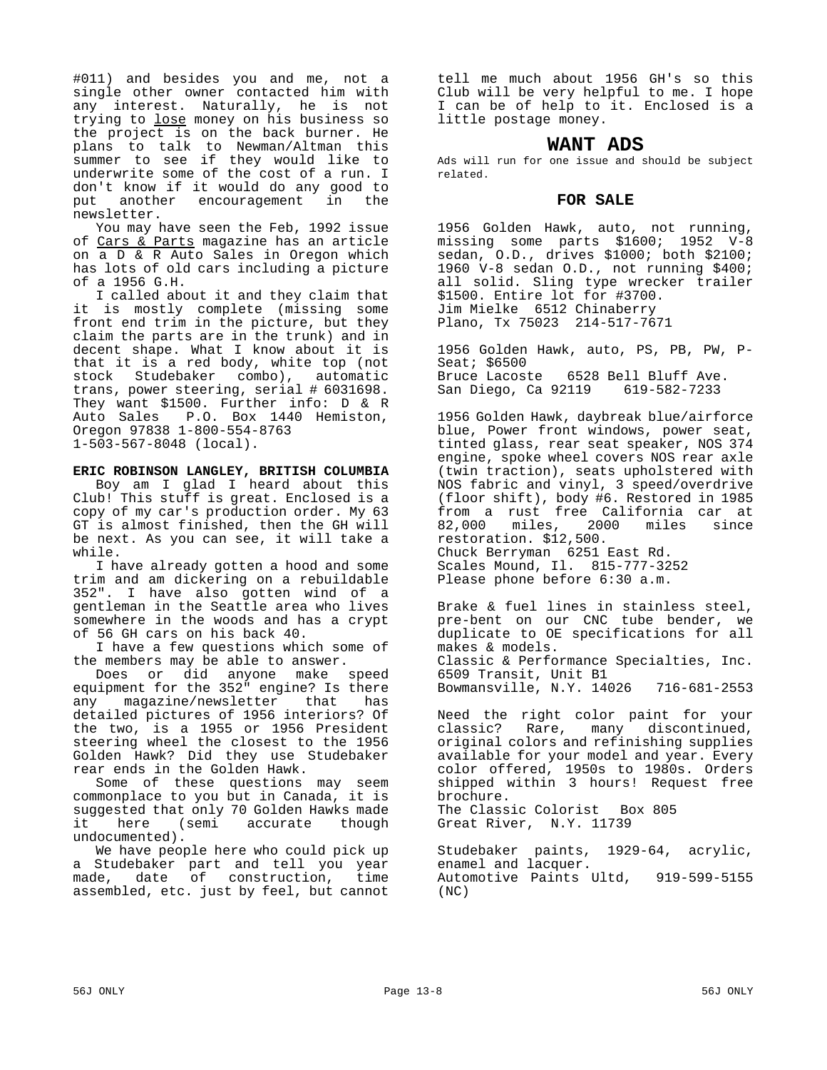#011) and besides you and me, not a single other owner contacted him with any interest. Naturally, he is not trying to lose money on his business so the project is on the back burner. He plans to talk to Newman/Altman this summer to see if they would like to underwrite some of the cost of a run. I don't know if it would do any good to put another encouragement in the newsletter.

You may have seen the Feb, 1992 issue of Cars & Parts magazine has an article on a D & R Auto Sales in Oregon which has lots of old cars including a picture of a 1956 G.H.

I called about it and they claim that it is mostly complete (missing some front end trim in the picture, but they claim the parts are in the trunk) and in decent shape. What I know about it is that it is a red body, white top (not stock Studebaker combo), automatic trans, power steering, serial # 6031698. They want $1500. Further info: D & R Auto Sales P.O. Box 1440 Hemiston, Oregon 97838 1-800-554-8763
1-503-567-8048 (local).

**ERIC ROBINSON LANGLEY, BRITISH COLUMBIA**

Boy am I glad I heard about this Club! This stuff is great. Enclosed is a copy of my car's production order. My 63 GT is almost finished, then the GH will be next. As you can see, it will take a while.

I have already gotten a hood and some trim and am dickering on a rebuildable 352". I have also gotten wind of a gentleman in the Seattle area who lives somewhere in the woods and has a crypt of 56 GH cars on his back 40.

I have a few questions which some of the members may be able to answer.

Does or did anyone make speed equipment for the 352" engine? Is there any magazine/newsletter that has detailed pictures of 1956 interiors? Of the two, is a 1955 or 1956 President steering wheel the closest to the 1956 Golden Hawk? Did they use Studebaker rear ends in the Golden Hawk.

Some of these questions may seem commonplace to you but in Canada, it is suggested that only 70 Golden Hawks made it here (semi accurate though undocumented).

We have people here who could pick up a Studebaker part and tell you year made, date of construction, time assembled, etc. just by feel, but cannot tell me much about 1956 GH's so this Club will be very helpful to me. I hope I can be of help to it. Enclosed is a little postage money.

# WANT ADS

Ads will run for one issue and should be subject related.

### FOR SALE

1956 Golden Hawk, auto, not running, missing some parts $1600; 1952 V-8 sedan, O.D., drives $1000; both $2100; 1960 V-8 sedan O.D., not running $400; all solid. Sling type wrecker trailer $1500. Entire lot for #3700.
Jim Mielke 6512 Chinaberry
Plano, Tx 75023 214-517-7671

1956 Golden Hawk, auto, PS, PB, PW, P-Seat; $6500
Bruce Lacoste 6528 Bell Bluff Ave.
San Diego, Ca 92119 619-582-7233

1956 Golden Hawk, daybreak blue/airforce blue, Power front windows, power seat, tinted glass, rear seat speaker, NOS 374 engine, spoke wheel covers NOS rear axle (twin traction), seats upholstered with NOS fabric and vinyl, 3 speed/overdrive (floor shift), body #6. Restored in 1985 from a rust free California car at 82,000 miles, 2000 miles since restoration. $12,500.
Chuck Berryman 6251 East Rd.
Scales Mound, Il. 815-777-3252
Please phone before 6:30 a.m.

Brake & fuel lines in stainless steel, pre-bent on our CNC tube bender, we duplicate to OE specifications for all makes & models.
Classic & Performance Specialties, Inc.
6509 Transit, Unit B1
Bowmansville, N.Y. 14026 716-681-2553

Need the right color paint for your classic? Rare, many discontinued, original colors and refinishing supplies available for your model and year. Every color offered, 1950s to 1980s. Orders shipped within 3 hours! Request free brochure.
The Classic Colorist Box 805
Great River, N.Y. 11739

Studebaker paints, 1929-64, acrylic, enamel and lacquer.
Automotive Paints Ultd, 919-599-5155 (NC)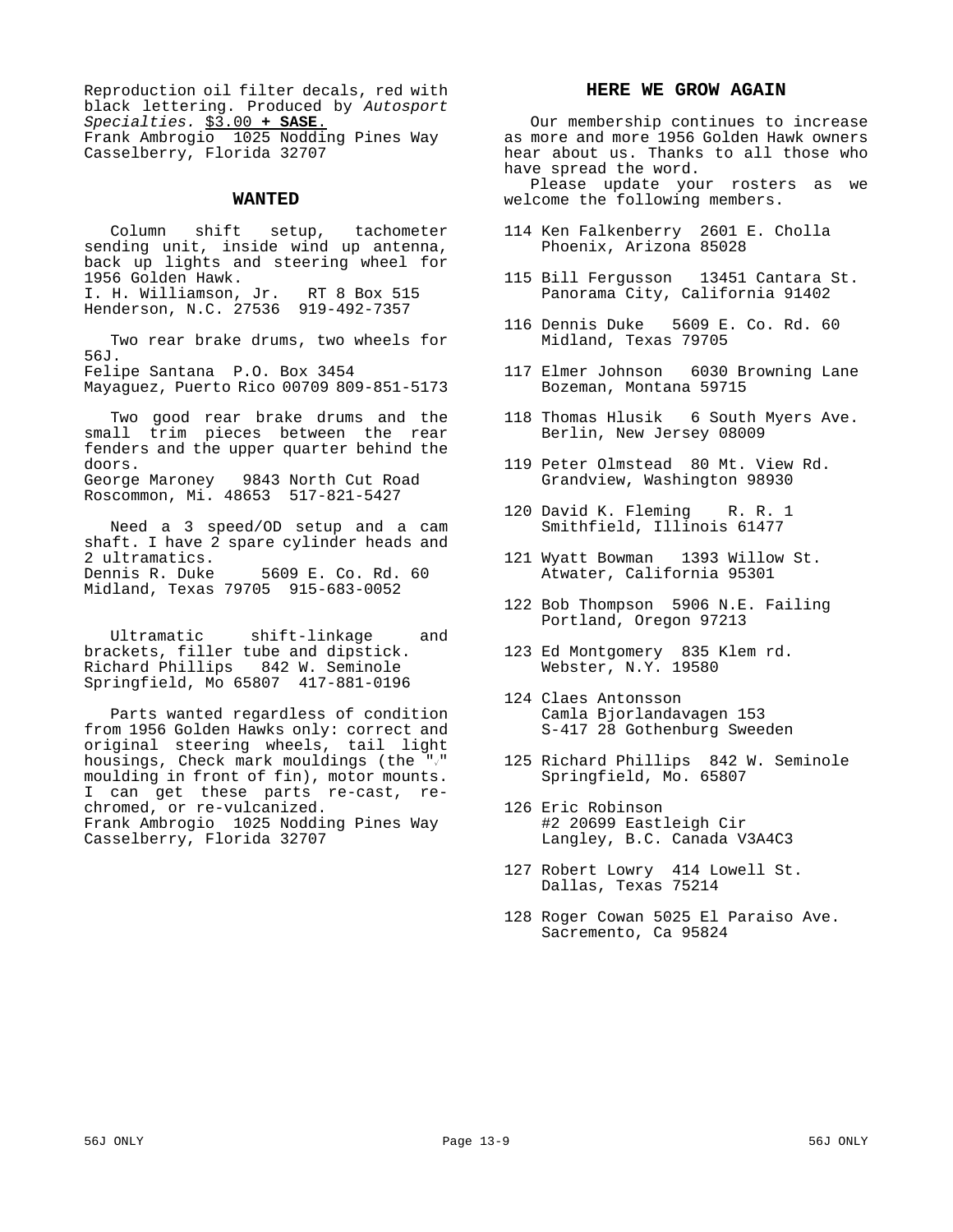Reproduction oil filter decals, red with black lettering. Produced by *Autosport Specialties.* $3.00 **+ SASE.**
Frank Ambrogio  1025 Nodding Pines Way
Casselberry, Florida 32707

## WANTED

Column shift setup, tachometer sending unit, inside wind up antenna, back up lights and steering wheel for 1956 Golden Hawk.
I. H. Williamson, Jr.   RT 8 Box 515
Henderson, N.C. 27536  919-492-7357

Two rear brake drums, two wheels for 56J.
Felipe Santana  P.O. Box 3454
Mayaguez, Puerto Rico 00709 809-851-5173

Two good rear brake drums and the small trim pieces between the rear fenders and the upper quarter behind the doors.
George Maroney   9843 North Cut Road
Roscommon, Mi. 48653  517-821-5427

Need a 3 speed/OD setup and a cam shaft. I have 2 spare cylinder heads and 2 ultramatics.
Dennis R. Duke     5609 E. Co. Rd. 60
Midland, Texas 79705  915-683-0052

Ultramatic shift-linkage and brackets, filler tube and dipstick.
Richard Phillips   842 W. Seminole
Springfield, Mo 65807  417-881-0196

Parts wanted regardless of condition from 1956 Golden Hawks only: correct and original steering wheels, tail light housings, Check mark mouldings (the "√" moulding in front of fin), motor mounts. I can get these parts re-cast, re-chromed, or re-vulcanized.
Frank Ambrogio  1025 Nodding Pines Way
Casselberry, Florida 32707

## HERE WE GROW AGAIN

Our membership continues to increase as more and more 1956 Golden Hawk owners hear about us. Thanks to all those who have spread the word.
Please update your rosters as we welcome the following members.

114 Ken Falkenberry  2601 E. Cholla
Phoenix, Arizona 85028

115 Bill Fergusson   13451 Cantara St.
Panorama City, California 91402

116 Dennis Duke   5609 E. Co. Rd. 60
Midland, Texas 79705

117 Elmer Johnson   6030 Browning Lane
Bozeman, Montana 59715

118 Thomas Hlusik   6 South Myers Ave.
Berlin, New Jersey 08009

119 Peter Olmstead  80 Mt. View Rd.
Grandview, Washington 98930

120 David K. Fleming    R. R. 1
Smithfield, Illinois 61477

121 Wyatt Bowman   1393 Willow St.
Atwater, California 95301

122 Bob Thompson  5906 N.E. Failing
Portland, Oregon 97213

123 Ed Montgomery  835 Klem rd.
Webster, N.Y. 19580

124 Claes Antonsson
Camla Bjorlandavagen 153
S-417 28 Gothenburg Sweeden

125 Richard Phillips  842 W. Seminole
Springfield, Mo. 65807

126 Eric Robinson
#2 20699 Eastleigh Cir
Langley, B.C. Canada V3A4C3

127 Robert Lowry  414 Lowell St.
Dallas, Texas 75214

128 Roger Cowan 5025 El Paraiso Ave.
Sacremento, Ca 95824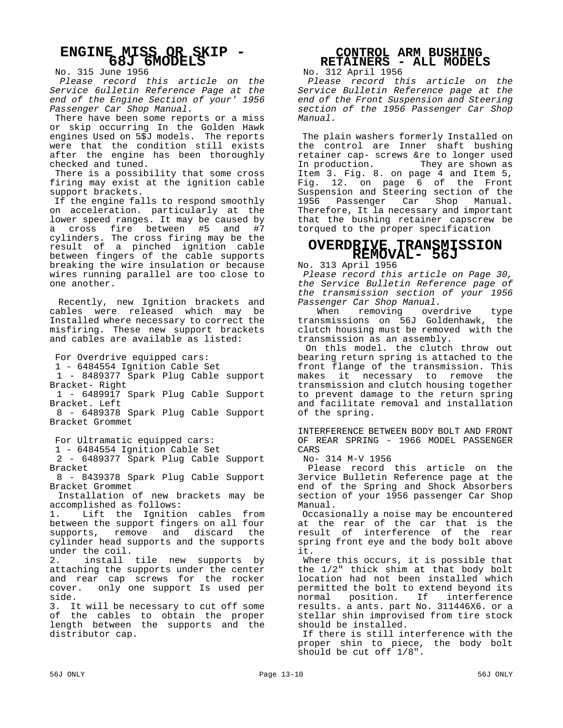## ENGINE MISS OR SKIP - 68J 6MODELS

No. 315 June 1956

*Please record this article on the Service 6ulletin Reference Page at the end of the Engine Section of your' 1956 Passenger Car Shop Manual.*

There have been some reports or a miss or skip occurring In the Golden Hawk engines Used on 5$J models. The reports were that the condition still exists after the engine has been thoroughly checked and tuned.

There is a possibility that some cross firing may exist at the ignition cable support brackets.

If the engine falls to respond smoothly on acceleration. particularly at the lower speed ranges. It may be caused by a cross fire between #5 and #7 cylinders. The cross firing may be the result of a pinched ignition cable between fingers of the cable supports breaking the wire insulation or because wires running parallel are too close to one another.

Recently, new Ignition brackets and cables were released which may be Installed where necessary to correct the misfiring. These new support brackets and cables are available as listed:

For Overdrive equipped cars:
1 - 6484554 Ignition Cable Set
1 - 8489377 Spark Plug Cable support Bracket- Right
1 - 6489917 Spark Plug Cable Support Bracket. Left
8 - 6489378 Spark Plug Cable Support Bracket Grommet

For Ultramatic equipped cars:
1 - 6484554 Ignition Cable Set
2 - 6489377 Spark Plug Cable Support Bracket
8 - 8439378 Spark Plug Cable Support Bracket Grommet

Installation of new brackets may be accomplished as follows:

1. Lift the Ignition cables from between the support fingers on all four supports, remove and discard the cylinder head supports and the supports under the coil.
2. install tile new supports by attaching the supports under the center and rear cap screws for the rocker cover. only one support Is used per side.
3. It will be necessary to cut off some of the cables to obtain the proper length between the supports and the distributor cap.

## CONTROL ARM BUSHING RETAINERS - ALL MODELS

No. 312 April 1956

*Please record this article on the Service Bulletin Reference page at the end of the Front Suspension and Steering section of the 1956 Passenger Car Shop Manual.*

The plain washers formerly Installed on the control are Inner shaft bushing retainer cap- screws &re to longer used In production. They are shown as Item 3. Fig. 8. on page 4 and Item 5, Fig. 12. on page 6 of the Front Suspension and Steering section of the 1956 Passenger Car Shop Manual. Therefore, It la necessary and important that the bushing retainer capscrew be torqued to the proper specification

## OVERDRIVE TRANSMISSION REMOVAL- 56J

No. 313 April 1956

*Please record this article on Page 30, the Service Bulletin Reference page of the transmission section of your 1956 Passenger Car Shop Manual.*

When removing overdrive type transmissions on 56J Goldenhawk, the clutch housing must be removed with the transmission as an assembly.

On thls model. the clutch throw out bearing return spring is attached to the front flange of the transmission. This makes it necessary to remove the transmission and clutch housing together to prevent damage to the return spring and facilitate removal and installation of the spring.

INTERFERENCE BETWEEN BODY BOLT AND FRONT OF REAR SPRING - 1966 MODEL PASSENGER CARS

No- 314 M-V 1956

Please record this article on the 3ervice Bulletin Reference page at the end of the Spring and Shock Absorbers section of your 1956 passenger Car Shop Manual.

Occasionally a noise may be encountered at the rear of the car that is the result of interference of the rear spring front eye and the body bolt above it.

Where this occurs, it is possible that the 1/2" thick shim at that body bolt location had not been installed which permitted the bolt to extend beyond its normal position. If interference results. a ants. part No. 311446X6. or a stellar shin improvised from tire stock should be installed.

If there is still interference with the proper shin to piece, the body bolt should be cut off 1/8".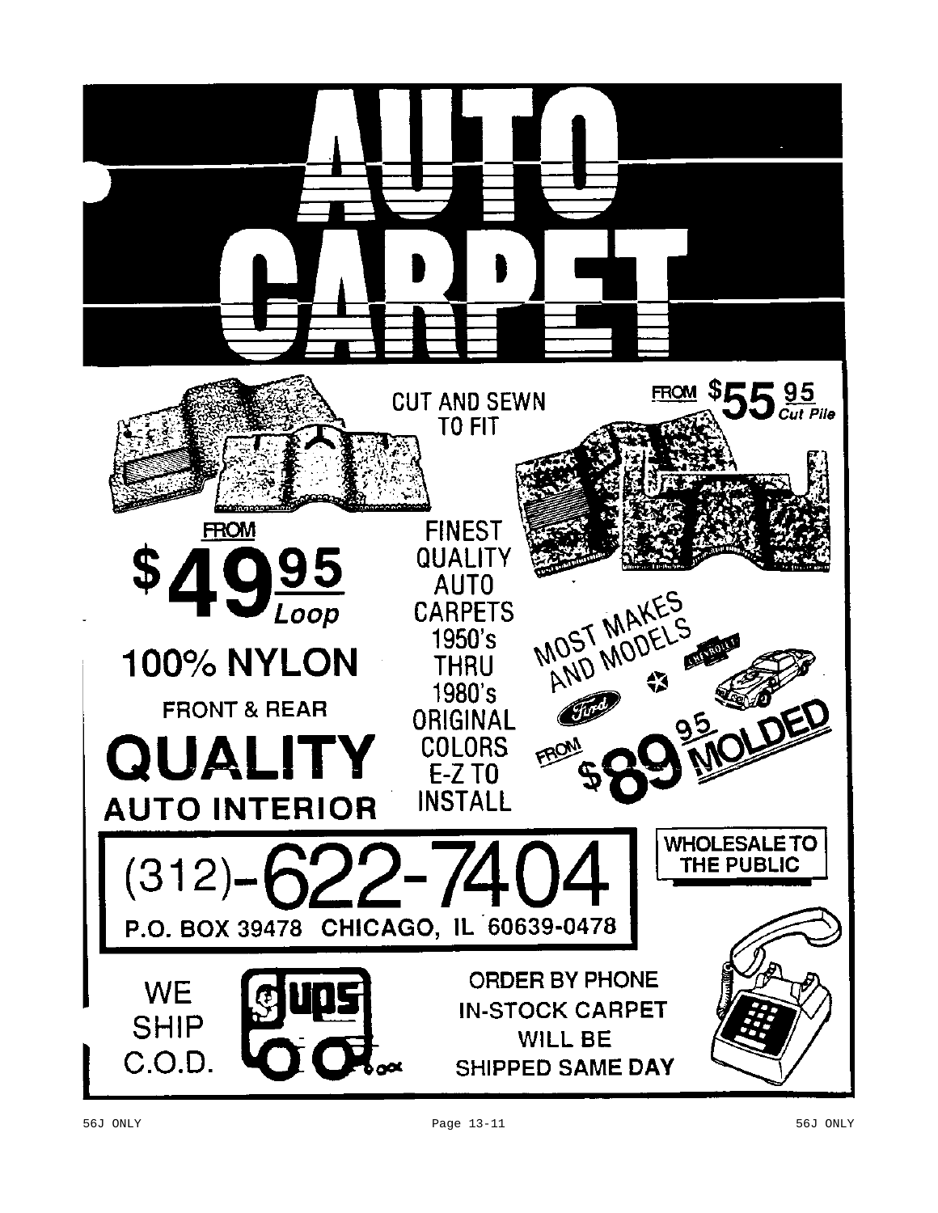# AUTO CARPET

CUT AND SEWN TO FIT

FROM $55.95 *Cut Pile*

FROM **$49.95** *Loop*

**100% NYLON**

**FRONT & REAR**

FINEST QUALITY AUTO CARPETS 1950's THRU 1980's ORIGINAL COLORS E-Z TO INSTALL

MOST MAKES AND MODELS

FROM $89.95 MOLDED

# QUALITY

## AUTO INTERIOR

**(312)-622-7404**

**P.O. BOX 39478 CHICAGO, IL 60639-0478**

**WHOLESALE TO THE PUBLIC**

WE SHIP C.O.D.

ORDER BY PHONE
IN-STOCK CARPET
WILL BE
SHIPPED SAME DAY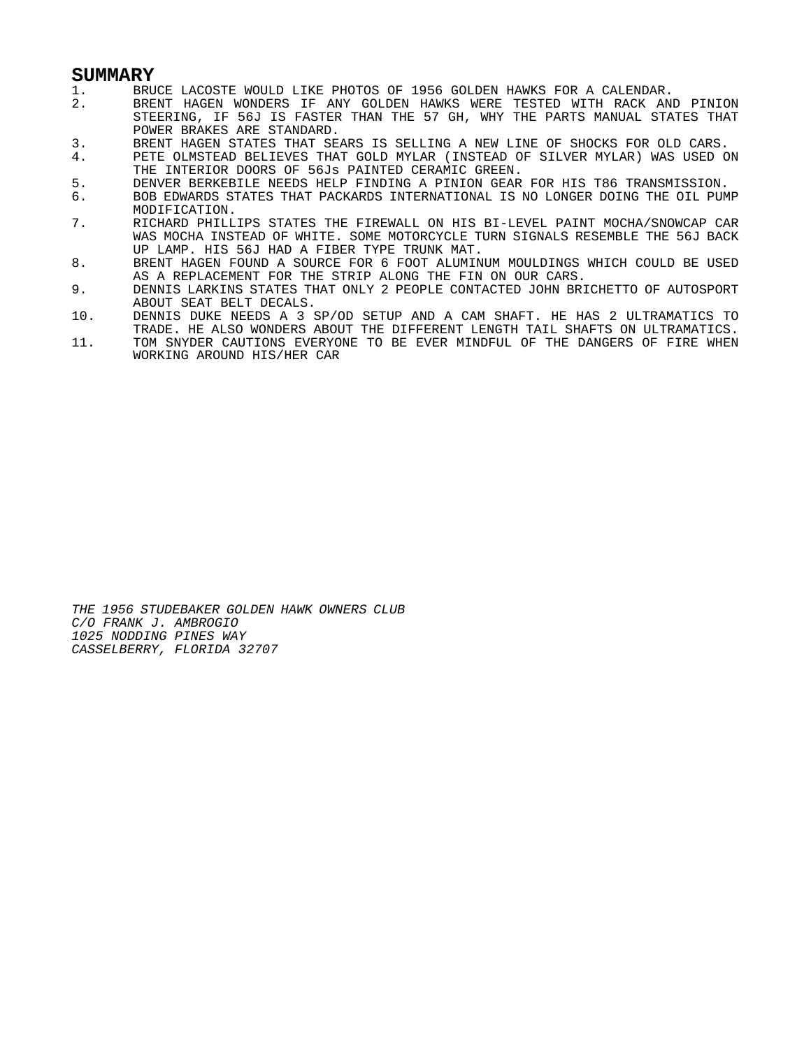## SUMMARY

1. BRUCE LACOSTE WOULD LIKE PHOTOS OF 1956 GOLDEN HAWKS FOR A CALENDAR.
2. BRENT HAGEN WONDERS IF ANY GOLDEN HAWKS WERE TESTED WITH RACK AND PINION STEERING, IF 56J IS FASTER THAN THE 57 GH, WHY THE PARTS MANUAL STATES THAT POWER BRAKES ARE STANDARD.
3. BRENT HAGEN STATES THAT SEARS IS SELLING A NEW LINE OF SHOCKS FOR OLD CARS.
4. PETE OLMSTEAD BELIEVES THAT GOLD MYLAR (INSTEAD OF SILVER MYLAR) WAS USED ON THE INTERIOR DOORS OF 56Js PAINTED CERAMIC GREEN.
5. DENVER BERKEBILE NEEDS HELP FINDING A PINION GEAR FOR HIS T86 TRANSMISSION.
6. BOB EDWARDS STATES THAT PACKARDS INTERNATIONAL IS NO LONGER DOING THE OIL PUMP MODIFICATION.
7. RICHARD PHILLIPS STATES THE FIREWALL ON HIS BI-LEVEL PAINT MOCHA/SNOWCAP CAR WAS MOCHA INSTEAD OF WHITE. SOME MOTORCYCLE TURN SIGNALS RESEMBLE THE 56J BACK UP LAMP. HIS 56J HAD A FIBER TYPE TRUNK MAT.
8. BRENT HAGEN FOUND A SOURCE FOR 6 FOOT ALUMINUM MOULDINGS WHICH COULD BE USED AS A REPLACEMENT FOR THE STRIP ALONG THE FIN ON OUR CARS.
9. DENNIS LARKINS STATES THAT ONLY 2 PEOPLE CONTACTED JOHN BRICHETTO OF AUTOSPORT ABOUT SEAT BELT DECALS.
10. DENNIS DUKE NEEDS A 3 SP/OD SETUP AND A CAM SHAFT. HE HAS 2 ULTRAMATICS TO TRADE. HE ALSO WONDERS ABOUT THE DIFFERENT LENGTH TAIL SHAFTS ON ULTRAMATICS.
11. TOM SNYDER CAUTIONS EVERYONE TO BE EVER MINDFUL OF THE DANGERS OF FIRE WHEN WORKING AROUND HIS/HER CAR

*THE 1956 STUDEBAKER GOLDEN HAWK OWNERS CLUB*
*C/O FRANK J. AMBROGIO*
*1025 NODDING PINES WAY*
*CASSELBERRY, FLORIDA 32707*